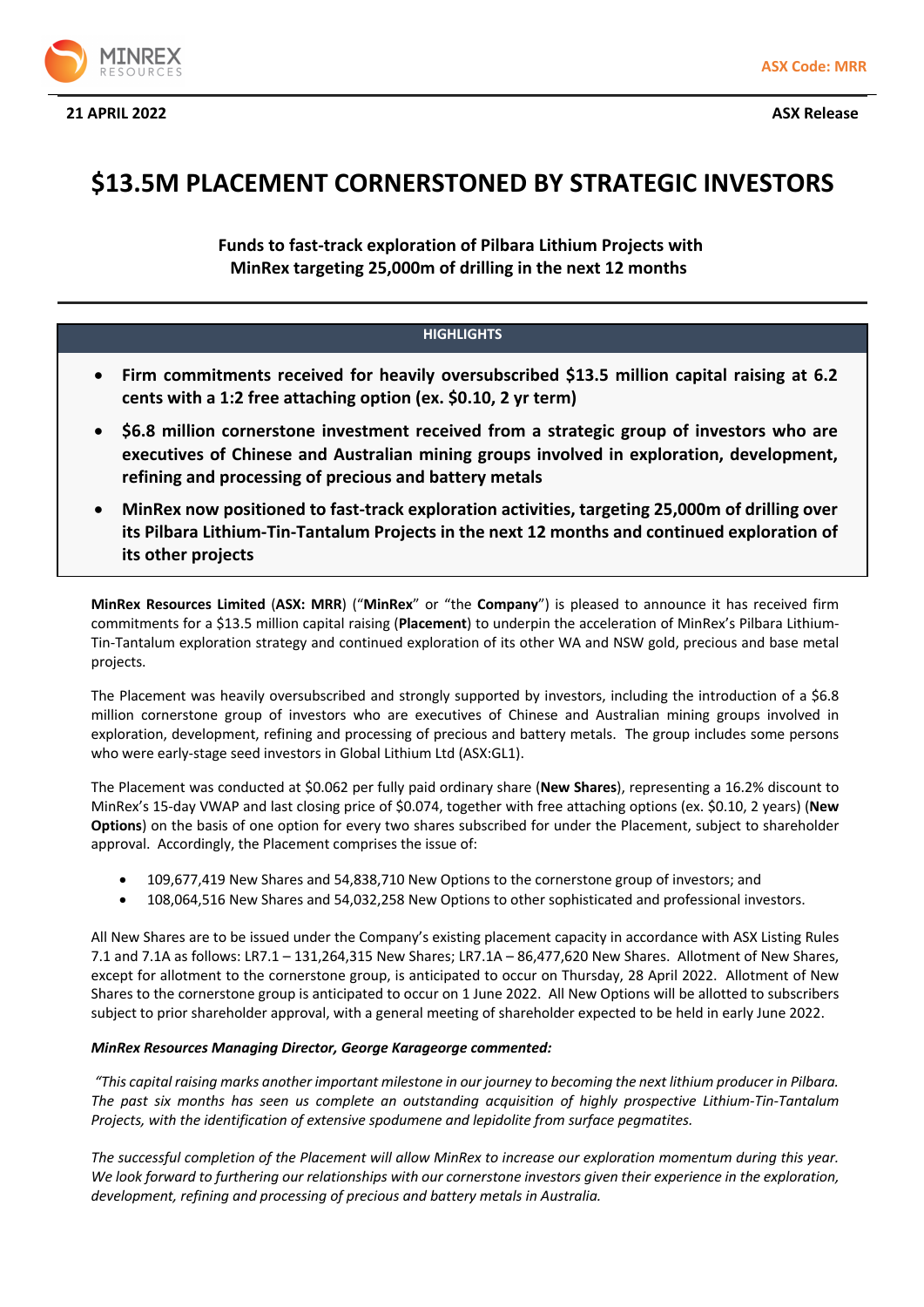21 APRIL 2022

ASX Code: MRR

ASX Release

# $13.5M PLACEMENT CORNERSTONED BY STRATEGIC INVESTORS

**Funds to fast-track exploration of Pilbara Lithium Projects with MinRex targeting 25,000m of drilling in the next 12 months**

## HIGHLIGHTS

- **Firm commitments received for heavily oversubscribed $13.5 million capital raising at 6.2 cents with a 1:2 free attaching option (ex. $0.10, 2 yr term)**
- **$6.8 million cornerstone investment received from a strategic group of investors who are executives of Chinese and Australian mining groups involved in exploration, development, refining and processing of precious and battery metals**
- **MinRex now positioned to fast-track exploration activities, targeting 25,000m of drilling over its Pilbara Lithium-Tin-Tantalum Projects in the next 12 months and continued exploration of its other projects**

**MinRex Resources Limited** (**ASX: MRR**) ("**MinRex**" or "the **Company**") is pleased to announce it has received firm commitments for a $13.5 million capital raising (**Placement**) to underpin the acceleration of MinRex's Pilbara Lithium-Tin-Tantalum exploration strategy and continued exploration of its other WA and NSW gold, precious and base metal projects.

The Placement was heavily oversubscribed and strongly supported by investors, including the introduction of a $6.8 million cornerstone group of investors who are executives of Chinese and Australian mining groups involved in exploration, development, refining and processing of precious and battery metals. The group includes some persons who were early-stage seed investors in Global Lithium Ltd (ASX:GL1).

The Placement was conducted at $0.062 per fully paid ordinary share (**New Shares**), representing a 16.2% discount to MinRex's 15-day VWAP and last closing price of $0.074, together with free attaching options (ex. $0.10, 2 years) (**New Options**) on the basis of one option for every two shares subscribed for under the Placement, subject to shareholder approval. Accordingly, the Placement comprises the issue of:

- 109,677,419 New Shares and 54,838,710 New Options to the cornerstone group of investors; and
- 108,064,516 New Shares and 54,032,258 New Options to other sophisticated and professional investors.

All New Shares are to be issued under the Company's existing placement capacity in accordance with ASX Listing Rules 7.1 and 7.1A as follows: LR7.1 – 131,264,315 New Shares; LR7.1A – 86,477,620 New Shares. Allotment of New Shares, except for allotment to the cornerstone group, is anticipated to occur on Thursday, 28 April 2022. Allotment of New Shares to the cornerstone group is anticipated to occur on 1 June 2022. All New Options will be allotted to subscribers subject to prior shareholder approval, with a general meeting of shareholder expected to be held in early June 2022.

***MinRex Resources Managing Director, George Karageorge commented:***

*"This capital raising marks another important milestone in our journey to becoming the next lithium producer in Pilbara. The past six months has seen us complete an outstanding acquisition of highly prospective Lithium-Tin-Tantalum Projects, with the identification of extensive spodumene and lepidolite from surface pegmatites.*

*The successful completion of the Placement will allow MinRex to increase our exploration momentum during this year. We look forward to furthering our relationships with our cornerstone investors given their experience in the exploration, development, refining and processing of precious and battery metals in Australia.*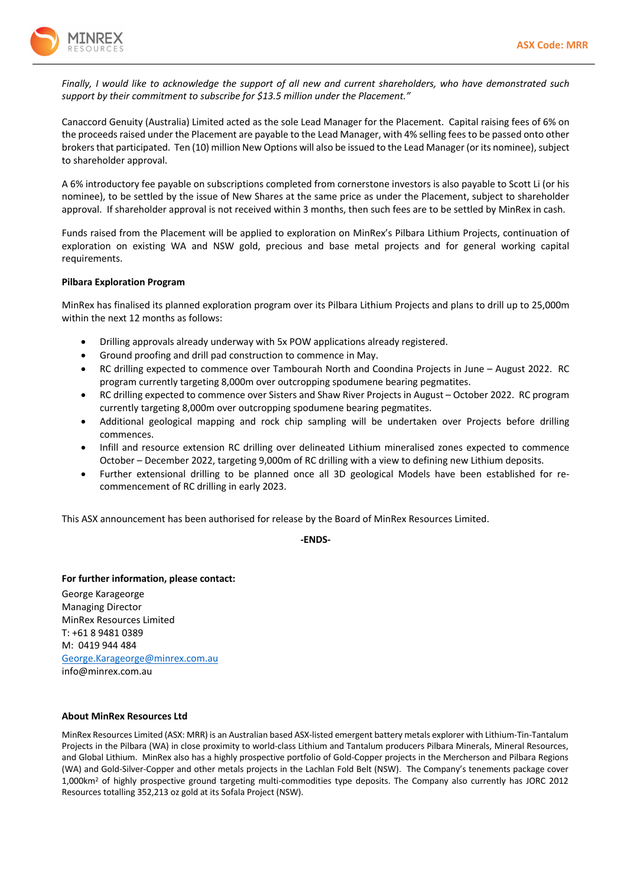*Finally, I would like to acknowledge the support of all new and current shareholders, who have demonstrated such support by their commitment to subscribe for $13.5 million under the Placement."*

Canaccord Genuity (Australia) Limited acted as the sole Lead Manager for the Placement. Capital raising fees of 6% on the proceeds raised under the Placement are payable to the Lead Manager, with 4% selling fees to be passed onto other brokers that participated. Ten (10) million New Options will also be issued to the Lead Manager (or its nominee), subject to shareholder approval.

A 6% introductory fee payable on subscriptions completed from cornerstone investors is also payable to Scott Li (or his nominee), to be settled by the issue of New Shares at the same price as under the Placement, subject to shareholder approval. If shareholder approval is not received within 3 months, then such fees are to be settled by MinRex in cash.

Funds raised from the Placement will be applied to exploration on MinRex's Pilbara Lithium Projects, continuation of exploration on existing WA and NSW gold, precious and base metal projects and for general working capital requirements.

**Pilbara Exploration Program**

MinRex has finalised its planned exploration program over its Pilbara Lithium Projects and plans to drill up to 25,000m within the next 12 months as follows:

- Drilling approvals already underway with 5x POW applications already registered.
- Ground proofing and drill pad construction to commence in May.
- RC drilling expected to commence over Tambourah North and Coondina Projects in June – August 2022. RC program currently targeting 8,000m over outcropping spodumene bearing pegmatites.
- RC drilling expected to commence over Sisters and Shaw River Projects in August – October 2022. RC program currently targeting 8,000m over outcropping spodumene bearing pegmatites.
- Additional geological mapping and rock chip sampling will be undertaken over Projects before drilling commences.
- Infill and resource extension RC drilling over delineated Lithium mineralised zones expected to commence October – December 2022, targeting 9,000m of RC drilling with a view to defining new Lithium deposits.
- Further extensional drilling to be planned once all 3D geological Models have been established for re-commencement of RC drilling in early 2023.

This ASX announcement has been authorised for release by the Board of MinRex Resources Limited.

**-ENDS-**

**For further information, please contact:**

George Karageorge
Managing Director
MinRex Resources Limited
T: +61 8 9481 0389
M: 0419 944 484
George.Karageorge@minrex.com.au
info@minrex.com.au

**About MinRex Resources Ltd**

MinRex Resources Limited (ASX: MRR) is an Australian based ASX-listed emergent battery metals explorer with Lithium-Tin-Tantalum Projects in the Pilbara (WA) in close proximity to world-class Lithium and Tantalum producers Pilbara Minerals, Mineral Resources, and Global Lithium. MinRex also has a highly prospective portfolio of Gold-Copper projects in the Mercherson and Pilbara Regions (WA) and Gold-Silver-Copper and other metals projects in the Lachlan Fold Belt (NSW). The Company's tenements package cover 1,000km² of highly prospective ground targeting multi-commodities type deposits. The Company also currently has JORC 2012 Resources totalling 352,213 oz gold at its Sofala Project (NSW).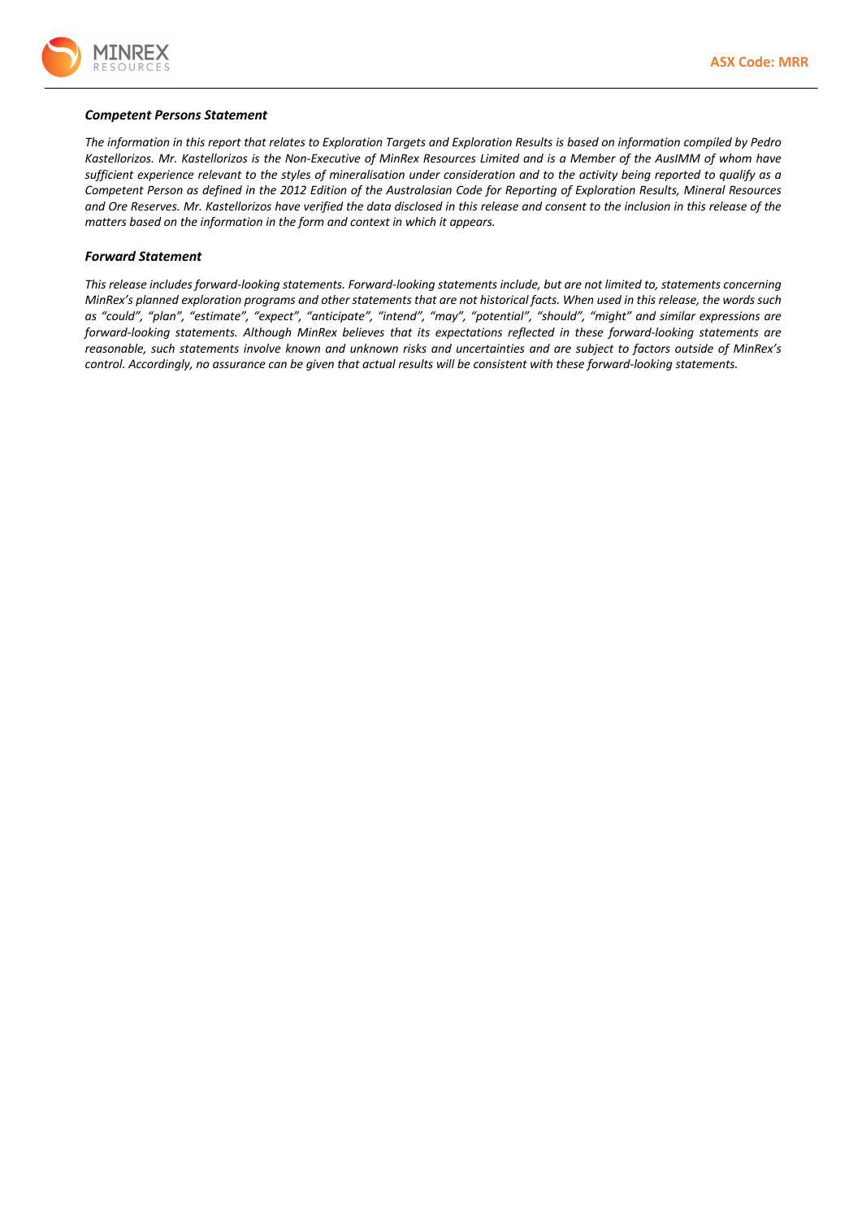***Competent Persons Statement***

*The information in this report that relates to Exploration Targets and Exploration Results is based on information compiled by Pedro Kastellorizos. Mr. Kastellorizos is the Non-Executive of MinRex Resources Limited and is a Member of the AusIMM of whom have sufficient experience relevant to the styles of mineralisation under consideration and to the activity being reported to qualify as a Competent Person as defined in the 2012 Edition of the Australasian Code for Reporting of Exploration Results, Mineral Resources and Ore Reserves. Mr. Kastellorizos have verified the data disclosed in this release and consent to the inclusion in this release of the matters based on the information in the form and context in which it appears.*

***Forward Statement***

*This release includes forward-looking statements. Forward-looking statements include, but are not limited to, statements concerning MinRex's planned exploration programs and other statements that are not historical facts. When used in this release, the words such as "could", "plan", "estimate", "expect", "anticipate", "intend", "may", "potential", "should", "might" and similar expressions are forward-looking statements. Although MinRex believes that its expectations reflected in these forward-looking statements are reasonable, such statements involve known and unknown risks and uncertainties and are subject to factors outside of MinRex's control. Accordingly, no assurance can be given that actual results will be consistent with these forward-looking statements.*